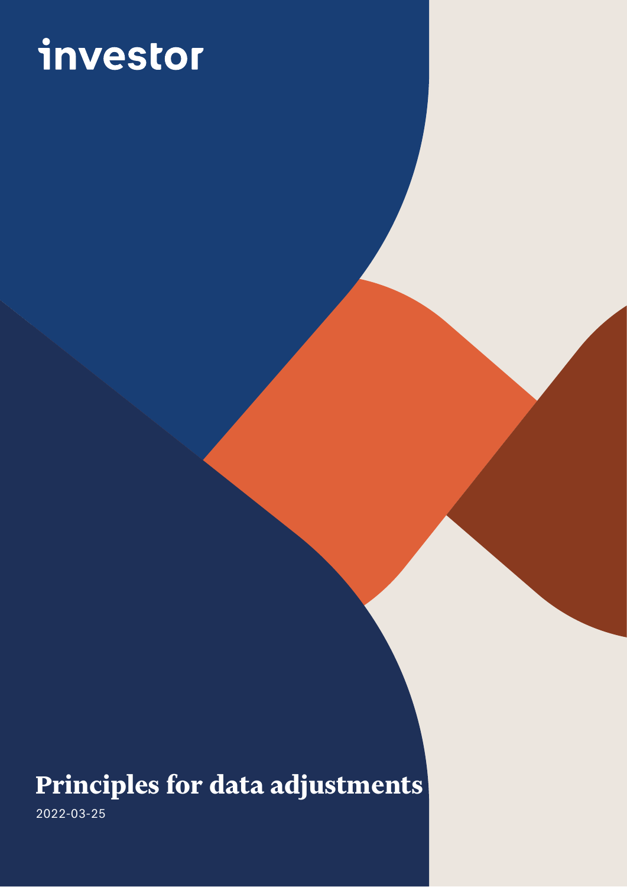investor

# Principles for data adjustments

2022-03-25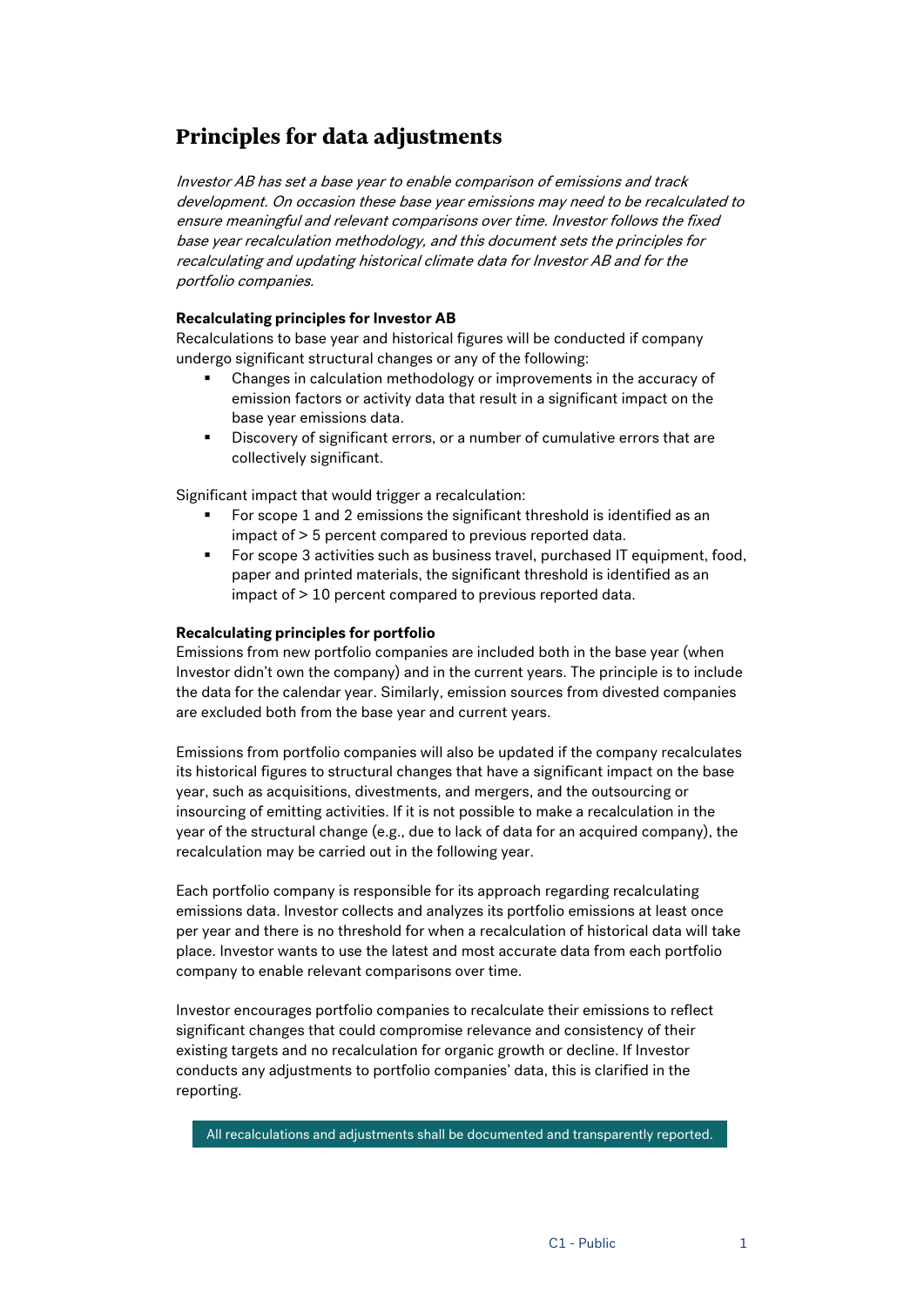# Principles for data adjustments

*Investor AB has set a base year to enable comparison of emissions and track development. On occasion these base year emissions may need to be recalculated to ensure meaningful and relevant comparisons over time. Investor follows the fixed base year recalculation methodology, and this document sets the principles for recalculating and updating historical climate data for Investor AB and for the portfolio companies.*

**Recalculating principles for Investor AB**

Recalculations to base year and historical figures will be conducted if company undergo significant structural changes or any of the following:

- Changes in calculation methodology or improvements in the accuracy of emission factors or activity data that result in a significant impact on the base year emissions data.
- Discovery of significant errors, or a number of cumulative errors that are collectively significant.

Significant impact that would trigger a recalculation:

- For scope 1 and 2 emissions the significant threshold is identified as an impact of > 5 percent compared to previous reported data.
- For scope 3 activities such as business travel, purchased IT equipment, food, paper and printed materials, the significant threshold is identified as an impact of > 10 percent compared to previous reported data.

**Recalculating principles for portfolio**

Emissions from new portfolio companies are included both in the base year (when Investor didn't own the company) and in the current years. The principle is to include the data for the calendar year. Similarly, emission sources from divested companies are excluded both from the base year and current years.

Emissions from portfolio companies will also be updated if the company recalculates its historical figures to structural changes that have a significant impact on the base year, such as acquisitions, divestments, and mergers, and the outsourcing or insourcing of emitting activities. If it is not possible to make a recalculation in the year of the structural change (e.g., due to lack of data for an acquired company), the recalculation may be carried out in the following year.

Each portfolio company is responsible for its approach regarding recalculating emissions data. Investor collects and analyzes its portfolio emissions at least once per year and there is no threshold for when a recalculation of historical data will take place. Investor wants to use the latest and most accurate data from each portfolio company to enable relevant comparisons over time.

Investor encourages portfolio companies to recalculate their emissions to reflect significant changes that could compromise relevance and consistency of their existing targets and no recalculation for organic growth or decline. If Investor conducts any adjustments to portfolio companies' data, this is clarified in the reporting.

All recalculations and adjustments shall be documented and transparently reported.